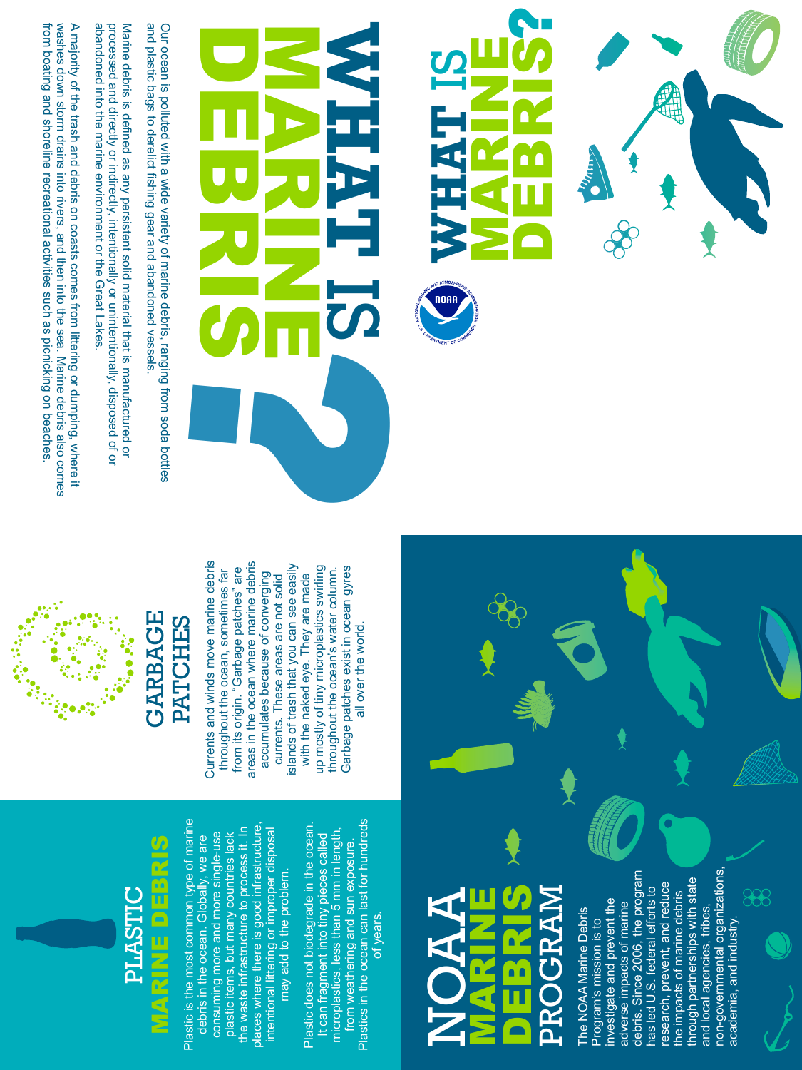# WHAT IS MARINE DEBRIS?

Our ocean is polluted with a wide variety of marine debris, ranging from soda bottles and plastic bags to derelict fishing gear and abandoned vessels.

Marine debris is defined as any persistent solid material that is manufactured or processed and directly or indirectly, intentionally or unintentionally, disposed of or abandoned into the marine environment or the Great Lakes.

A majority of the trash and debris on coasts comes from littering or dumping, where it washes down storm drains into rivers, and then into the sea. Marine debris also comes from boating and shoreline recreational activities such as picnicking on beaches.

## GARBAGE PATCHES

Currents and winds move marine debris throughout the ocean, sometimes far from its origin. "Garbage patches" are areas in the ocean where marine debris accumulates because of converging currents. These areas are not solid islands of trash that you can see easily with the naked eye. They are made up mostly of tiny microplastics swirling throughout the ocean's water column. Garbage patches exist in ocean gyres all over the world.

## PLASTIC MARINE DEBRIS

Plastic is the most common type of marine debris in the ocean. Globally, we are consuming more and more single-use plastic items, but many countries lack the waste infrastructure to process it. In places where there is good infrastructure, intentional littering or improper disposal may add to the problem.

Plastic does not biodegrade in the ocean. It can fragment into tiny pieces called microplastics, less than 5 mm in length, from weathering and sun exposure. Plastics in the ocean can last for hundreds of years.

## NOAA MARINE DEBRIS PROGRAM

The NOAA Marine Debris Program's mission is to investigate and prevent the adverse impacts of marine debris. Since 2006, the program has led U.S. federal efforts to research, prevent, and reduce the impacts of marine debris through partnerships with state and local agencies, tribes, non-governmental organizations, academia, and industry.

# WHAT IS MARINE DEBRIS?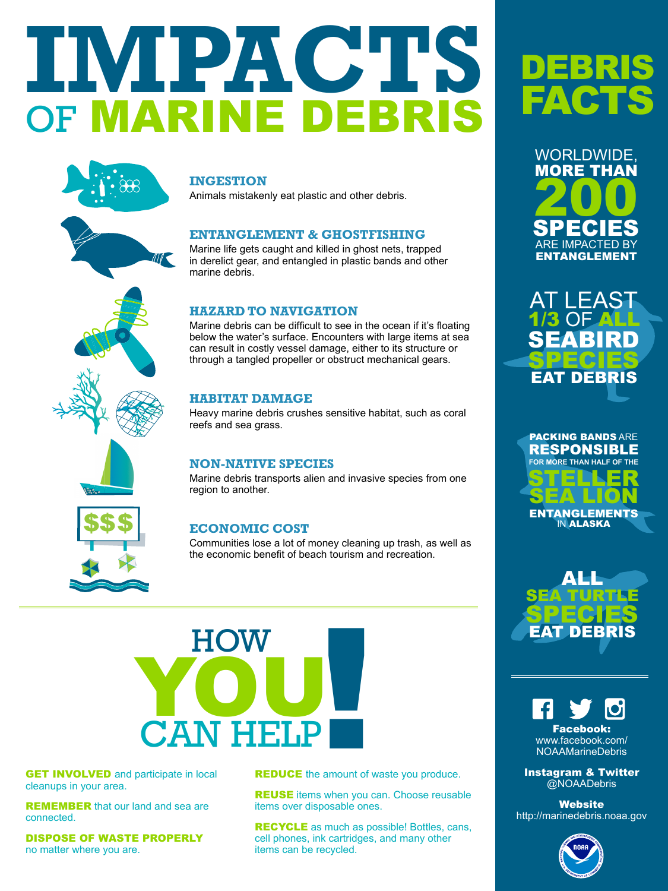# IMPACTS OF MARINE DEBRIS

### INGESTION

Animals mistakenly eat plastic and other debris.

### ENTANGLEMENT & GHOSTFISHING

Marine life gets caught and killed in ghost nets, trapped in derelict gear, and entangled in plastic bands and other marine debris.

### HAZARD TO NAVIGATION

Marine debris can be difficult to see in the ocean if it's floating below the water's surface. Encounters with large items at sea can result in costly vessel damage, either to its structure or through a tangled propeller or obstruct mechanical gears.

### HABITAT DAMAGE

Heavy marine debris crushes sensitive habitat, such as coral reefs and sea grass.

### NON-NATIVE SPECIES

Marine debris transports alien and invasive species from one region to another.

### ECONOMIC COST

Communities lose a lot of money cleaning up trash, as well as the economic benefit of beach tourism and recreation.

$$$

## HOW YOU CAN HELP!

**GET INVOLVED** and participate in local cleanups in your area.

**REMEMBER** that our land and sea are connected.

**DISPOSE OF WASTE PROPERLY** no matter where you are.

**REDUCE** the amount of waste you produce.

**REUSE** items when you can. Choose reusable items over disposable ones.

**RECYCLE** as much as possible! Bottles, cans, cell phones, ink cartridges, and many other items can be recycled.

## DEBRIS FACTS

WORLDWIDE, **MORE THAN 200 SPECIES** ARE IMPACTED BY **ENTANGLEMENT**

AT LEAST **1/3** OF **ALL SEABIRD SPECIES EAT DEBRIS**

**PACKING BANDS** ARE **RESPONSIBLE** FOR MORE THAN HALF OF THE **STELLER SEA LION ENTANGLEMENTS** IN **ALASKA**

**ALL SEA TURTLE SPECIES EAT DEBRIS**

**Facebook:**
www.facebook.com/NOAAMarineDebris

**Instagram & Twitter**
@NOAADebris

**Website**
http://marinedebris.noaa.gov